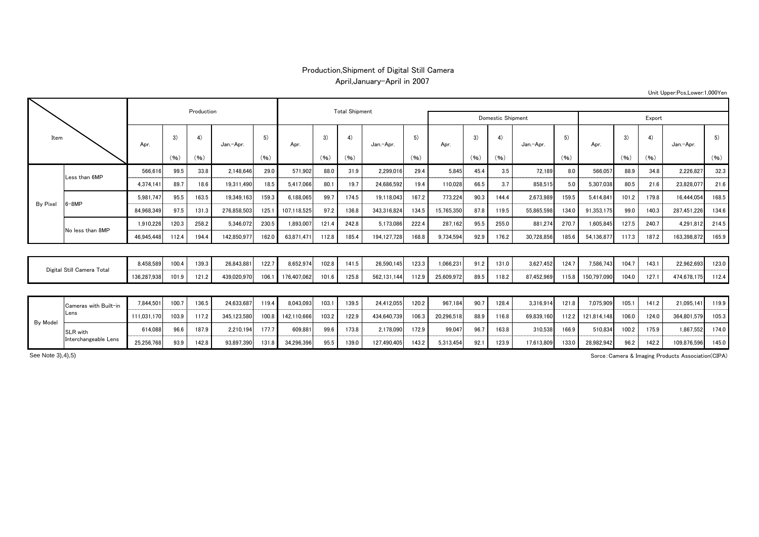# Production,Shipment of Digital Still Camera

April,January-April in 2007

Unit Upper:Pcs,Lower:1,000Yen

| Item | | Production | | | | | Total Shipment | | | | | Domestic Shipment | | | | | Export | | | | |
|---|---|---|---|---|---|---|---|---|---|---|---|---|---|---|---|---|---|---|---|---|---|
| | | Apr. | 3) (%) | 4) (%) | Jan.-Apr. | 5) (%) | Apr. | 3) (%) | 4) (%) | Jan.-Apr. | 5) (%) | Apr. | 3) (%) | 4) (%) | Jan.-Apr. | 5) (%) | Apr. | 3) (%) | 4) (%) | Jan.-Apr. | 5) (%) |
| By Pixel | Less than 6MP | 566,616 | 99.5 | 33.8 | 2,148,646 | 29.0 | 571,902 | 88.0 | 31.9 | 2,299,016 | 29.4 | 5,845 | 45.4 | 3.5 | 72,189 | 8.0 | 566,057 | 88.9 | 34.8 | 2,226,827 | 32.3 |
| | | 4,374,141 | 89.7 | 18.6 | 19,311,490 | 18.5 | 5,417,066 | 80.1 | 19.7 | 24,686,592 | 19.4 | 110,028 | 66.5 | 3.7 | 858,515 | 5.0 | 5,307,038 | 80.5 | 21.6 | 23,828,077 | 21.6 |
| | 6-8MP | 5,981,747 | 95.5 | 163.5 | 19,349,163 | 159.3 | 6,188,065 | 99.7 | 174.5 | 19,118,043 | 167.2 | 773,224 | 90.3 | 144.4 | 2,673,989 | 159.5 | 5,414,841 | 101.2 | 179.8 | 16,444,054 | 168.5 |
| | | 84,968,349 | 97.5 | 131.3 | 276,858,503 | 125.1 | 107,118,525 | 97.2 | 136.8 | 343,316,824 | 134.5 | 15,765,350 | 87.8 | 119.5 | 55,865,598 | 134.0 | 91,353,175 | 99.0 | 140.3 | 287,451,226 | 134.6 |
| | No less than 8MP | 1,910,226 | 120.3 | 258.2 | 5,346,072 | 230.5 | 1,893,007 | 121.4 | 242.8 | 5,173,086 | 222.4 | 287,162 | 95.5 | 255.0 | 881,274 | 270.7 | 1,605,845 | 127.5 | 240.7 | 4,291,812 | 214.5 |
| | | 46,945,448 | 112.4 | 194.4 | 142,850,977 | 162.0 | 63,871,471 | 112.8 | 185.4 | 194,127,728 | 168.8 | 9,734,594 | 92.9 | 176.2 | 30,728,856 | 185.6 | 54,136,877 | 117.3 | 187.2 | 163,398,872 | 165.9 |
| Digital Still Camera Total | | 8,458,589 | 100.4 | 139.3 | 26,843,881 | 122.7 | 8,652,974 | 102.8 | 141.5 | 26,590,145 | 123.3 | 1,066,231 | 91.2 | 131.0 | 3,627,452 | 124.7 | 7,586,743 | 104.7 | 143.1 | 22,962,693 | 123.0 |
| | | 136,287,938 | 101.9 | 121.2 | 439,020,970 | 106.1 | 176,407,062 | 101.6 | 125.8 | 562,131,144 | 112.9 | 25,609,972 | 89.5 | 118.2 | 87,452,969 | 115.8 | 150,797,090 | 104.0 | 127.1 | 474,678,175 | 112.4 |
| By Model | Cameras with Built-in Lens | 7,844,501 | 100.7 | 136.5 | 24,633,687 | 119.4 | 8,043,093 | 103.1 | 139.5 | 24,412,055 | 120.2 | 967,184 | 90.7 | 128.4 | 3,316,914 | 121.8 | 7,075,909 | 105.1 | 141.2 | 21,095,141 | 119.9 |
| | | 111,031,170 | 103.9 | 117.2 | 345,123,580 | 100.8 | 142,110,666 | 103.2 | 122.9 | 434,640,739 | 106.3 | 20,296,518 | 88.9 | 116.8 | 69,839,160 | 112.2 | 121,814,148 | 106.0 | 124.0 | 364,801,579 | 105.3 |
| | SLR with Interchangeable Lens | 614,088 | 96.6 | 187.9 | 2,210,194 | 177.7 | 609,881 | 99.6 | 173.8 | 2,178,090 | 172.9 | 99,047 | 96.7 | 163.8 | 310,538 | 166.9 | 510,834 | 100.2 | 175.9 | 1,867,552 | 174.0 |
| | | 25,256,768 | 93.9 | 142.8 | 93,897,390 | 131.8 | 34,296,396 | 95.5 | 139.0 | 127,490,405 | 143.2 | 5,313,454 | 92.1 | 123.9 | 17,613,809 | 133.0 | 28,982,942 | 96.2 | 142.2 | 109,876,596 | 145.0 |

See Note 3),4),5)

Sorce:Camera & Imaging Products Association(CIPA)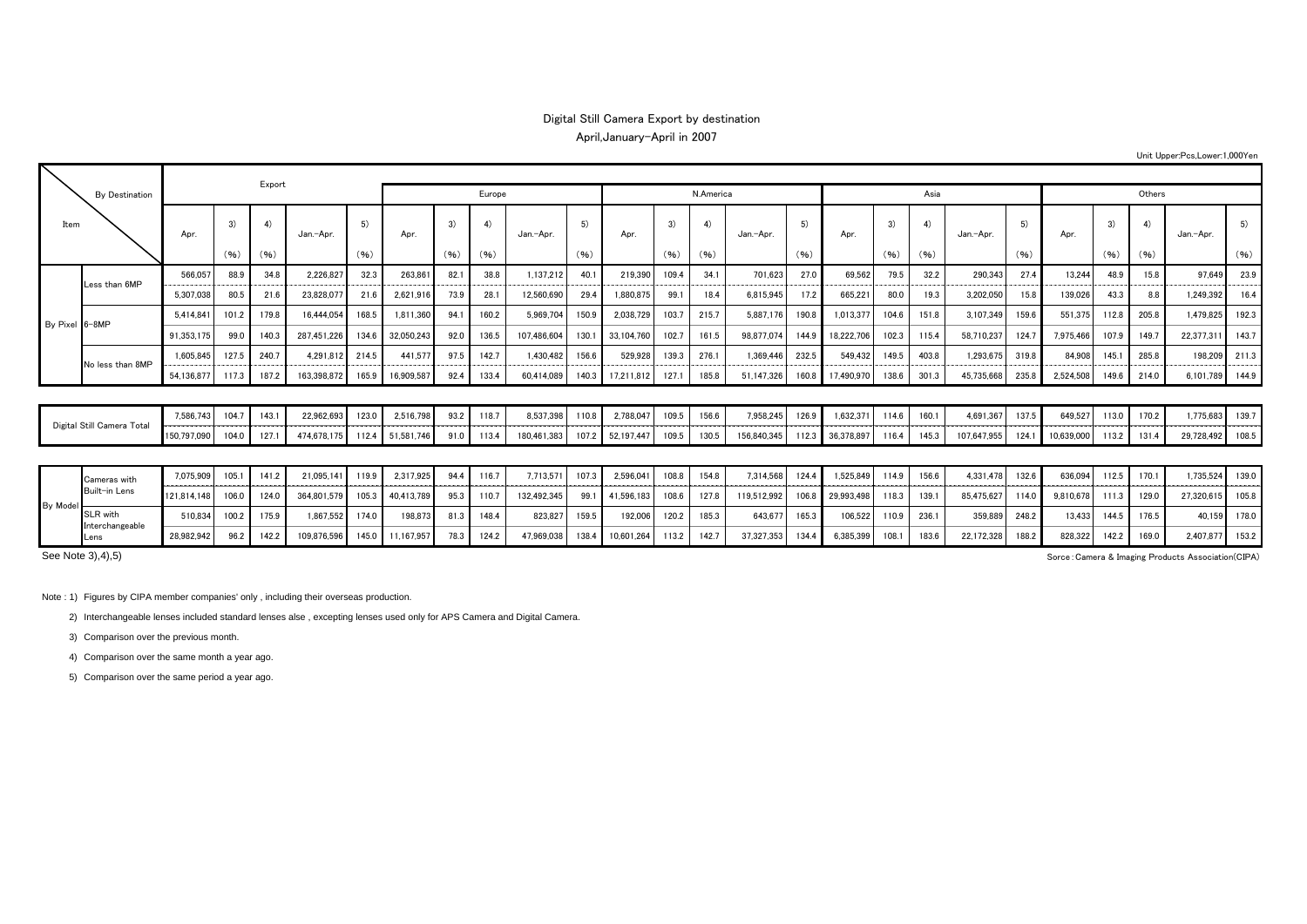Digital Still Camera Export by destination

April,January-April in 2007

Unit Upper:Pcs,Lower:1,000Yen

| Item | | Export Apr. | 3) (%) | 4) (%) | Export Jan.-Apr. | 5) (%) | Europe Apr. | 3) (%) | 4) (%) | Europe Jan.-Apr. | 5) (%) | N.America Apr. | 3) (%) | 4) (%) | N.America Jan.-Apr. | 5) (%) | Asia Apr. | 3) (%) | 4) (%) | Asia Jan.-Apr. | 5) (%) | Others Apr. | 3) (%) | 4) (%) | Others Jan.-Apr. | 5) (%) |
|---|---|---|---|---|---|---|---|---|---|---|---|---|---|---|---|---|---|---|---|---|---|---|---|---|---|---|
| By Pixel | Less than 6MP | 566,057 | 88.9 | 34.8 | 2,226,827 | 32.3 | 263,861 | 82.1 | 38.8 | 1,137,212 | 40.1 | 219,390 | 109.4 | 34.1 | 701,623 | 27.0 | 69,562 | 79.5 | 32.2 | 290,343 | 27.4 | 13,244 | 48.9 | 15.8 | 97,649 | 23.9 |
| | | 5,307,038 | 80.5 | 21.6 | 23,828,077 | 21.6 | 2,621,916 | 73.9 | 28.1 | 12,560,690 | 29.4 | 1,880,875 | 99.1 | 18.4 | 6,815,945 | 17.2 | 665,221 | 80.0 | 19.3 | 3,202,050 | 15.8 | 139,026 | 43.3 | 8.8 | 1,249,392 | 16.4 |
| | 6-8MP | 5,414,841 | 101.2 | 179.8 | 16,444,054 | 168.5 | 1,811,360 | 94.1 | 160.2 | 5,969,704 | 150.9 | 2,038,729 | 103.7 | 215.7 | 5,887,176 | 190.8 | 1,013,377 | 104.6 | 151.8 | 3,107,349 | 159.6 | 551,375 | 112.8 | 205.8 | 1,479,825 | 192.3 |
| | | 91,353,175 | 99.0 | 140.3 | 287,451,226 | 134.6 | 32,050,243 | 92.0 | 136.5 | 107,486,604 | 130.1 | 33,104,760 | 102.7 | 161.5 | 98,877,074 | 144.9 | 18,222,706 | 102.3 | 115.4 | 58,710,237 | 124.7 | 7,975,466 | 107.9 | 149.7 | 22,377,311 | 143.7 |
| | No less than 8MP | 1,605,845 | 127.5 | 240.7 | 4,291,812 | 214.5 | 441,577 | 97.5 | 142.7 | 1,430,482 | 156.6 | 529,928 | 139.3 | 276.1 | 1,369,446 | 232.5 | 549,432 | 149.5 | 403.8 | 1,293,675 | 319.8 | 84,908 | 145.1 | 285.8 | 198,209 | 211.3 |
| | | 54,136,877 | 117.3 | 187.2 | 163,398,872 | 165.9 | 16,909,587 | 92.4 | 133.4 | 60,414,089 | 140.3 | 17,211,812 | 127.1 | 185.8 | 51,147,326 | 160.8 | 17,490,970 | 138.6 | 301.3 | 45,735,668 | 235.8 | 2,524,508 | 149.6 | 214.0 | 6,101,789 | 144.9 |
| Digital Still Camera Total | | 7,586,743 | 104.7 | 143.1 | 22,962,693 | 123.0 | 2,516,798 | 93.2 | 118.7 | 8,537,398 | 110.8 | 2,788,047 | 109.5 | 156.6 | 7,958,245 | 126.9 | 1,632,371 | 114.6 | 160.1 | 4,691,367 | 137.5 | 649,527 | 113.0 | 170.2 | 1,775,683 | 139.7 |
| | | 150,797,090 | 104.0 | 127.1 | 474,678,175 | 112.4 | 51,581,746 | 91.0 | 113.4 | 180,461,383 | 107.2 | 52,197,447 | 109.5 | 130.5 | 156,840,345 | 112.3 | 36,378,897 | 116.4 | 145.3 | 107,647,955 | 124.1 | 10,639,000 | 113.2 | 131.4 | 29,728,492 | 108.5 |
| By Model | Cameras with Built-in Lens | 7,075,909 | 105.1 | 141.2 | 21,095,141 | 119.9 | 2,317,925 | 94.4 | 116.7 | 7,713,571 | 107.3 | 2,596,041 | 108.8 | 154.8 | 7,314,568 | 124.4 | 1,525,849 | 114.9 | 156.6 | 4,331,478 | 132.6 | 636,094 | 112.5 | 170.1 | 1,735,524 | 139.0 |
| | | 121,814,148 | 106.0 | 124.0 | 364,801,579 | 105.3 | 40,413,789 | 95.3 | 110.7 | 132,492,345 | 99.1 | 41,596,183 | 108.6 | 127.8 | 119,512,992 | 106.8 | 29,993,498 | 118.3 | 139.1 | 85,475,627 | 114.0 | 9,810,678 | 111.3 | 129.0 | 27,320,615 | 105.8 |
| | SLR with Interchangeable Lens | 510,834 | 100.2 | 175.9 | 1,867,552 | 174.0 | 198,873 | 81.3 | 148.4 | 823,827 | 159.5 | 192,006 | 120.2 | 185.3 | 643,677 | 165.3 | 106,522 | 110.9 | 236.1 | 359,889 | 248.2 | 13,433 | 144.5 | 176.5 | 40,159 | 178.0 |
| | | 28,982,942 | 96.2 | 142.2 | 109,876,596 | 145.0 | 11,167,957 | 78.3 | 124.2 | 47,969,038 | 138.4 | 10,601,264 | 113.2 | 142.7 | 37,327,353 | 134.4 | 6,385,399 | 108.1 | 183.6 | 22,172,328 | 188.2 | 828,322 | 142.2 | 169.0 | 2,407,877 | 153.2 |

See Note 3),4),5)

Sorce:Camera & Imaging Products Association(CIPA)

Note : 1) Figures by CIPA member companies' only , including their overseas production.

2) Interchangeable lenses included standard lenses alse , excepting lenses used only for APS Camera and Digital Camera.

3) Comparison over the previous month.

4) Comparison over the same month a year ago.

5) Comparison over the same period a year ago.